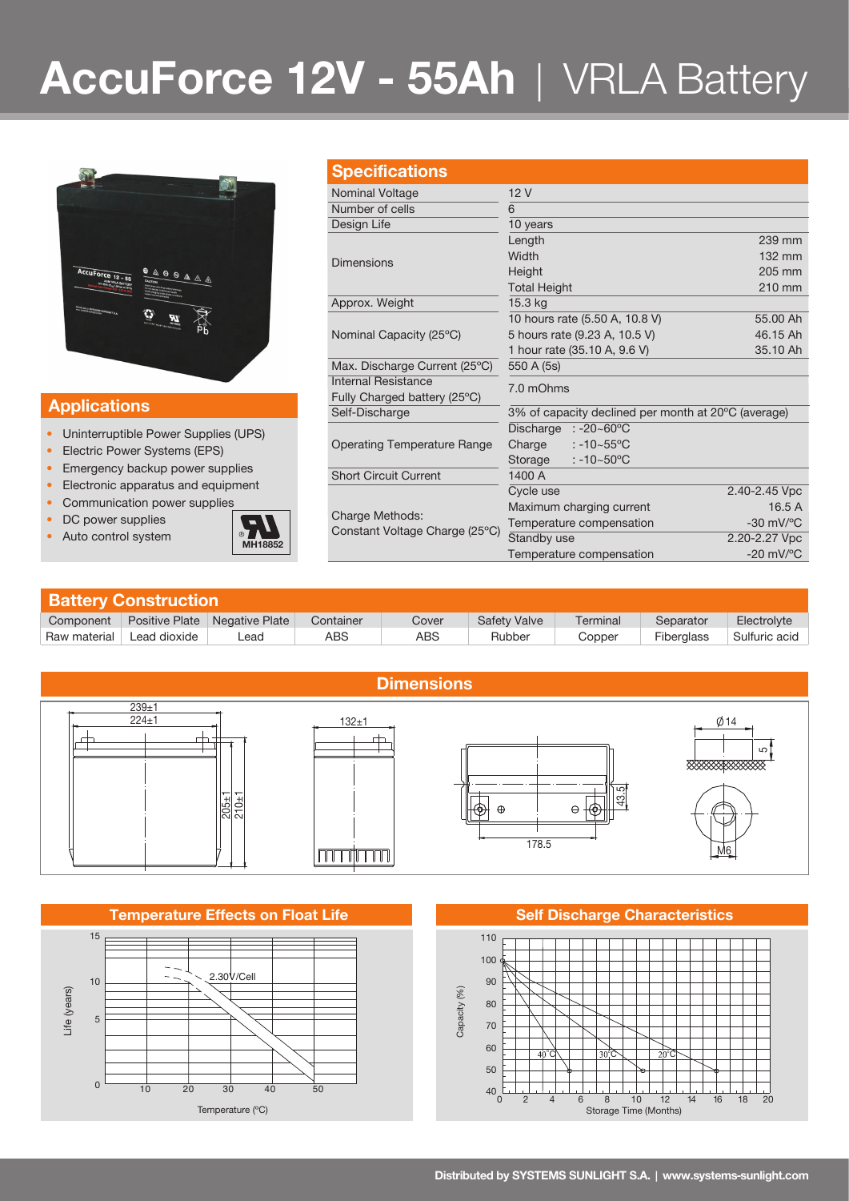# AccuForce 12V - 55Ah | VRLA Battery

## Applications

- Uninterruptible Power Supplies (UPS)
- Electric Power Systems (EPS)
- Emergency backup power supplies
- Electronic apparatus and equipment
- Communication power supplies
- DC power supplies
- Auto control system

MH18852

## Specifications

| | | |
|---|---|---|
| Nominal Voltage | 12 V | |
| Number of cells | 6 | |
| Design Life | 10 years | |
| Dimensions | Length | 239 mm |
| | Width | 132 mm |
| | Height | 205 mm |
| | Total Height | 210 mm |
| Approx. Weight | 15.3 kg | |
| Nominal Capacity (25°C) | 10 hours rate (5.50 A, 10.8 V) | 55.00 Ah |
| | 5 hours rate (9.23 A, 10.5 V) | 46.15 Ah |
| | 1 hour rate (35.10 A, 9.6 V) | 35.10 Ah |
| Max. Discharge Current (25°C) | 550 A (5s) | |
| Internal Resistance Fully Charged battery (25°C) | 7.0 mOhms | |
| Self-Discharge | 3% of capacity declined per month at 20°C (average) | |
| Operating Temperature Range | Discharge : -20~60°C | |
| | Charge : -10~55°C | |
| | Storage : -10~50°C | |
| Short Circuit Current | 1400 A | |
| Charge Methods: Constant Voltage Charge (25°C) | Cycle use | 2.40-2.45 Vpc |
| | Maximum charging current | 16.5 A |
| | Temperature compensation | -30 mV/°C |
| | Standby use | 2.20-2.27 Vpc |
| | Temperature compensation | -20 mV/°C |

## Battery Construction

| Component | Positive Plate | Negative Plate | Container | Cover | Safety Valve | Terminal | Separator | Electrolyte |
|---|---|---|---|---|---|---|---|---|
| Raw material | Lead dioxide | Lead | ABS | ABS | Rubber | Copper | Fiberglass | Sulfuric acid |

## Dimensions

239±1, 224±1, 205±1, 210±1, 132±1, 43.5, 178.5, Ø14, 5, M6

## Temperature Effects on Float Life

2.30V/Cell

Life (years) vs. Temperature (°C)

## Self Discharge Characteristics

40°C, 30°C, 20°C

Capacity (%) vs. Storage Time (Months)

Distributed by SYSTEMS SUNLIGHT S.A. | www.systems-sunlight.com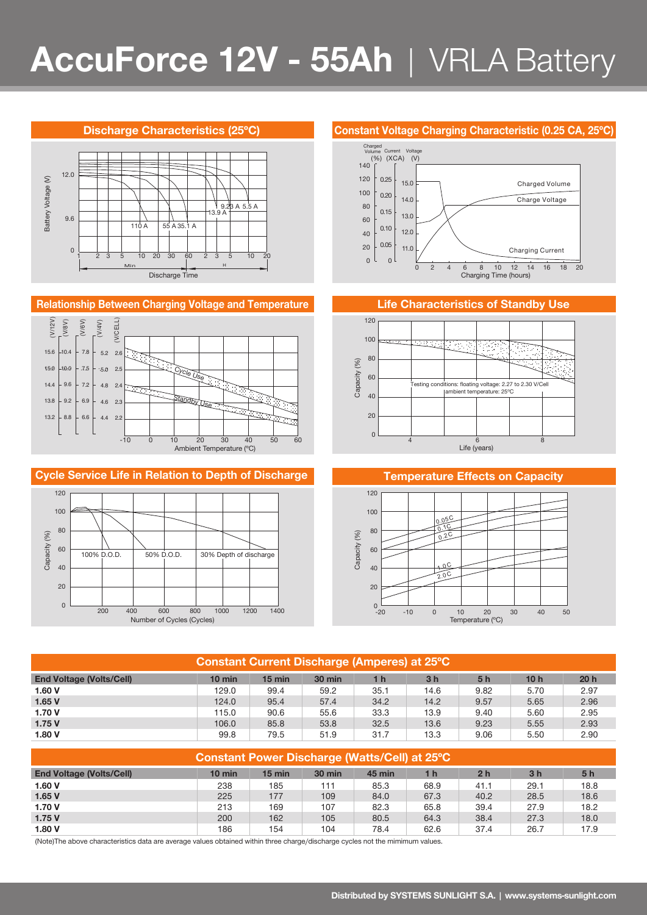# AccuForce 12V - 55Ah | VRLA Battery

## Discharge Characteristics (25°C)

Battery Voltage (V)

12.0
9.6
0

9.23 A 5.5 A
13.9 A
110 A
55 A 35.1 A

1 2 3 5 10 20 30 60 2 3 5 10 20

Min H

Discharge Time

## Constant Voltage Charging Characteristic (0.25 CA, 25°C)

Charged Volume (%) Current (XCA) Voltage (V)

140
120 0.25 15.0
100 0.20 14.0
80 0.15 13.0
60 0.10 12.0
40 0.05 11.0
20
0 0

Charged Volume
Charge Voltage
Charging Current

0 2 4 6 8 10 12 14 16 18 20

Charging Time (hours)

## Relationship Between Charging Voltage and Temperature

(V/12V) (V/8V) (V/6V) (V/4V) (V/CELL)

15.6 10.4 7.8 5.2 2.6
15.0 10.0 7.5 5.0 2.5
14.4 9.6 7.2 4.8 2.4
13.8 9.2 6.9 4.6 2.3
13.2 8.8 6.6 4.4 2.2

Cycle Use
Standby Use

-10 0 10 20 30 40 50 60

Ambient Temperature (°C)

## Life Characteristics of Standby Use

Capacity (%)

120
100
80
60
40
20
0

Testing conditions: floating voltage: 2.27 to 2.30 V/Cell
ambient temperature: 25°C

4 6 8

Life (years)

## Cycle Service Life in Relation to Depth of Discharge

Capacity (%)

120
100
80
60
40
20
0

100% D.O.D.
50% D.O.D.
30% Depth of discharge

200 400 600 800 1000 1200 1400

Number of Cycles (Cycles)

## Temperature Effects on Capacity

Capacity (%)

120
100
80
60
40
20
0

0.05C
0.1C
0.2C
1.0C
2.0C

-20 -10 0 10 20 30 40 50

Temperature (°C)

## Constant Current Discharge (Amperes) at 25°C

| End Voltage (Volts/Cell) | 10 min | 15 min | 30 min | 1 h | 3 h | 5 h | 10 h | 20 h |
|---|---|---|---|---|---|---|---|---|
| **1.60 V** | 129.0 | 99.4 | 59.2 | 35.1 | 14.6 | 9.82 | 5.70 | 2.97 |
| **1.65 V** | 124.0 | 95.4 | 57.4 | 34.2 | 14.2 | 9.57 | 5.65 | 2.96 |
| **1.70 V** | 115.0 | 90.6 | 55.6 | 33.3 | 13.9 | 9.40 | 5.60 | 2.95 |
| **1.75 V** | 106.0 | 85.8 | 53.8 | 32.5 | 13.6 | 9.23 | 5.55 | 2.93 |
| **1.80 V** | 99.8 | 79.5 | 51.9 | 31.7 | 13.3 | 9.06 | 5.50 | 2.90 |

## Constant Power Discharge (Watts/Cell) at 25°C

| End Voltage (Volts/Cell) | 10 min | 15 min | 30 min | 45 min | 1 h | 2 h | 3 h | 5 h |
|---|---|---|---|---|---|---|---|---|
| **1.60 V** | 238 | 185 | 111 | 85.3 | 68.9 | 41.1 | 29.1 | 18.8 |
| **1.65 V** | 225 | 177 | 109 | 84.0 | 67.3 | 40.2 | 28.5 | 18.6 |
| **1.70 V** | 213 | 169 | 107 | 82.3 | 65.8 | 39.4 | 27.9 | 18.2 |
| **1.75 V** | 200 | 162 | 105 | 80.5 | 64.3 | 38.4 | 27.3 | 18.0 |
| **1.80 V** | 186 | 154 | 104 | 78.4 | 62.6 | 37.4 | 26.7 | 17.9 |

(Note)The above characteristics data are average values obtained within three charge/discharge cycles not the mimimum values.

**Distributed by SYSTEMS SUNLIGHT S.A. | www.systems-sunlight.com**